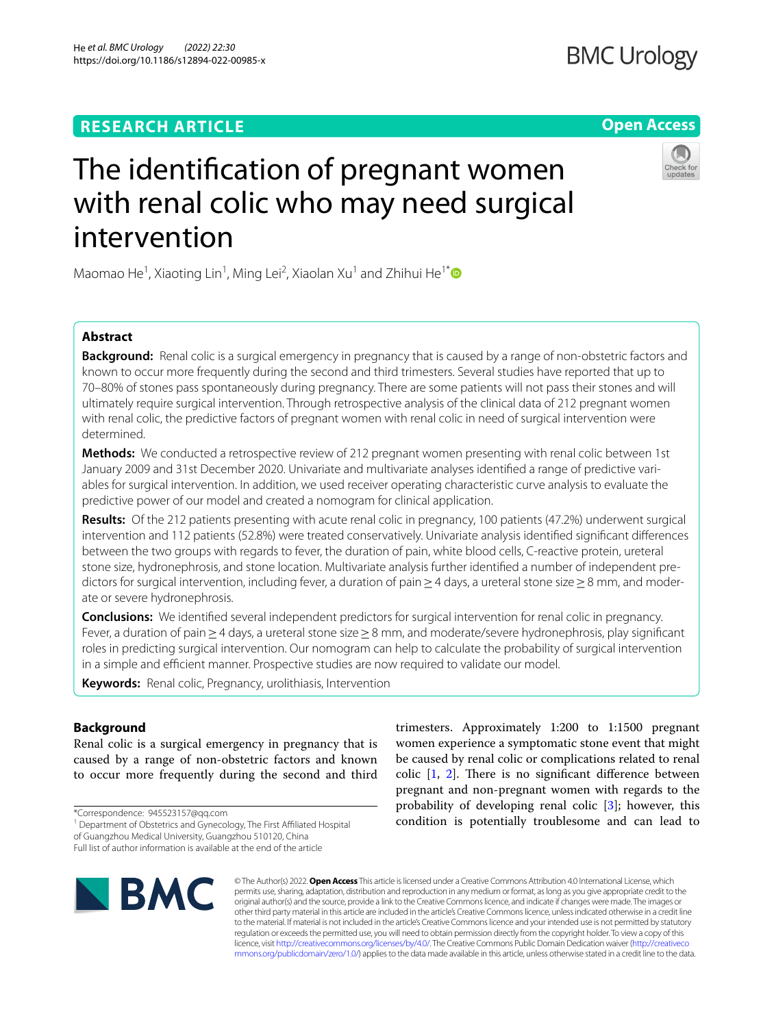RESEARCH ARTICLE

Open Access

# The identification of pregnant women with renal colic who may need surgical intervention

Maomao He[1], Xiaoting Lin[1], Ming Lei[2], Xiaolan Xu[1] and Zhihui He[1*]

## Abstract

**Background:** Renal colic is a surgical emergency in pregnancy that is caused by a range of non-obstetric factors and known to occur more frequently during the second and third trimesters. Several studies have reported that up to 70–80% of stones pass spontaneously during pregnancy. There are some patients will not pass their stones and will ultimately require surgical intervention. Through retrospective analysis of the clinical data of 212 pregnant women with renal colic, the predictive factors of pregnant women with renal colic in need of surgical intervention were determined.

**Methods:** We conducted a retrospective review of 212 pregnant women presenting with renal colic between 1st January 2009 and 31st December 2020. Univariate and multivariate analyses identified a range of predictive variables for surgical intervention. In addition, we used receiver operating characteristic curve analysis to evaluate the predictive power of our model and created a nomogram for clinical application.

**Results:** Of the 212 patients presenting with acute renal colic in pregnancy, 100 patients (47.2%) underwent surgical intervention and 112 patients (52.8%) were treated conservatively. Univariate analysis identified significant differences between the two groups with regards to fever, the duration of pain, white blood cells, C-reactive protein, ureteral stone size, hydronephrosis, and stone location. Multivariate analysis further identified a number of independent predictors for surgical intervention, including fever, a duration of pain ≥ 4 days, a ureteral stone size ≥ 8 mm, and moderate or severe hydronephrosis.

**Conclusions:** We identified several independent predictors for surgical intervention for renal colic in pregnancy. Fever, a duration of pain ≥ 4 days, a ureteral stone size ≥ 8 mm, and moderate/severe hydronephrosis, play significant roles in predicting surgical intervention. Our nomogram can help to calculate the probability of surgical intervention in a simple and efficient manner. Prospective studies are now required to validate our model.

**Keywords:** Renal colic, Pregnancy, urolithiasis, Intervention

## Background

Renal colic is a surgical emergency in pregnancy that is caused by a range of non-obstetric factors and known to occur more frequently during the second and third trimesters. Approximately 1:200 to 1:1500 pregnant women experience a symptomatic stone event that might be caused by renal colic or complications related to renal colic [1, 2]. There is no significant difference between pregnant and non-pregnant women with regards to the probability of developing renal colic [3]; however, this condition is potentially troublesome and can lead to

*Correspondence: 945523157@qq.com

[1] Department of Obstetrics and Gynecology, The First Affiliated Hospital of Guangzhou Medical University, Guangzhou 510120, China

Full list of author information is available at the end of the article

© The Author(s) 2022. **Open Access** This article is licensed under a Creative Commons Attribution 4.0 International License, which permits use, sharing, adaptation, distribution and reproduction in any medium or format, as long as you give appropriate credit to the original author(s) and the source, provide a link to the Creative Commons licence, and indicate if changes were made. The images or other third party material in this article are included in the article's Creative Commons licence, unless indicated otherwise in a credit line to the material. If material is not included in the article's Creative Commons licence and your intended use is not permitted by statutory regulation or exceeds the permitted use, you will need to obtain permission directly from the copyright holder. To view a copy of this licence, visit http://creativecommons.org/licenses/by/4.0/. The Creative Commons Public Domain Dedication waiver (http://creativecommons.org/publicdomain/zero/1.0/) applies to the data made available in this article, unless otherwise stated in a credit line to the data.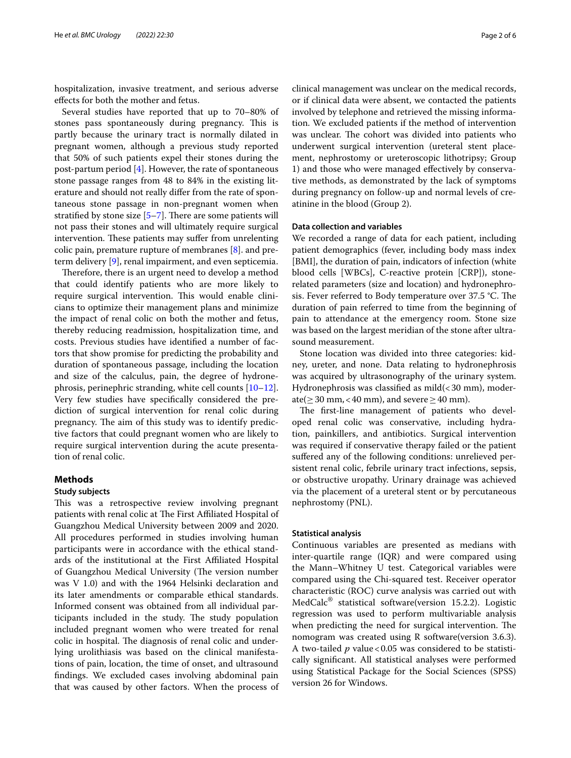hospitalization, invasive treatment, and serious adverse effects for both the mother and fetus.

Several studies have reported that up to 70–80% of stones pass spontaneously during pregnancy. This is partly because the urinary tract is normally dilated in pregnant women, although a previous study reported that 50% of such patients expel their stones during the post-partum period [4]. However, the rate of spontaneous stone passage ranges from 48 to 84% in the existing literature and should not really differ from the rate of spontaneous stone passage in non-pregnant women when stratified by stone size [5–7]. There are some patients will not pass their stones and will ultimately require surgical intervention. These patients may suffer from unrelenting colic pain, premature rupture of membranes [8]. and preterm delivery [9], renal impairment, and even septicemia.

Therefore, there is an urgent need to develop a method that could identify patients who are more likely to require surgical intervention. This would enable clinicians to optimize their management plans and minimize the impact of renal colic on both the mother and fetus, thereby reducing readmission, hospitalization time, and costs. Previous studies have identified a number of factors that show promise for predicting the probability and duration of spontaneous passage, including the location and size of the calculus, pain, the degree of hydronephrosis, perinephric stranding, white cell counts [10–12]. Very few studies have specifically considered the prediction of surgical intervention for renal colic during pregnancy. The aim of this study was to identify predictive factors that could pregnant women who are likely to require surgical intervention during the acute presentation of renal colic.

## Methods

### Study subjects

This was a retrospective review involving pregnant patients with renal colic at The First Affiliated Hospital of Guangzhou Medical University between 2009 and 2020. All procedures performed in studies involving human participants were in accordance with the ethical standards of the institutional at the First Affiliated Hospital of Guangzhou Medical University (The version number was V 1.0) and with the 1964 Helsinki declaration and its later amendments or comparable ethical standards. Informed consent was obtained from all individual participants included in the study. The study population included pregnant women who were treated for renal colic in hospital. The diagnosis of renal colic and underlying urolithiasis was based on the clinical manifestations of pain, location, the time of onset, and ultrasound findings. We excluded cases involving abdominal pain that was caused by other factors. When the process of clinical management was unclear on the medical records, or if clinical data were absent, we contacted the patients involved by telephone and retrieved the missing information. We excluded patients if the method of intervention was unclear. The cohort was divided into patients who underwent surgical intervention (ureteral stent placement, nephrostomy or ureteroscopic lithotripsy; Group 1) and those who were managed effectively by conservative methods, as demonstrated by the lack of symptoms during pregnancy on follow-up and normal levels of creatinine in the blood (Group 2).

### Data collection and variables

We recorded a range of data for each patient, including patient demographics (fever, including body mass index [BMI], the duration of pain, indicators of infection (white blood cells [WBCs], C-reactive protein [CRP]), stone-related parameters (size and location) and hydronephrosis. Fever referred to Body temperature over 37.5 °C. The duration of pain referred to time from the beginning of pain to attendance at the emergency room. Stone size was based on the largest meridian of the stone after ultrasound measurement.

Stone location was divided into three categories: kidney, ureter, and none. Data relating to hydronephrosis was acquired by ultrasonography of the urinary system. Hydronephrosis was classified as mild($<30$ mm), moderate($\geq 30$ mm, $<40$ mm), and severe $\geq 40$ mm).

The first-line management of patients who developed renal colic was conservative, including hydration, painkillers, and antibiotics. Surgical intervention was required if conservative therapy failed or the patient suffered any of the following conditions: unrelieved persistent renal colic, febrile urinary tract infections, sepsis, or obstructive uropathy. Urinary drainage was achieved via the placement of a ureteral stent or by percutaneous nephrostomy (PNL).

### Statistical analysis

Continuous variables are presented as medians with inter-quartile range (IQR) and were compared using the Mann–Whitney U test. Categorical variables were compared using the Chi-squared test. Receiver operator characteristic (ROC) curve analysis was carried out with MedCalc® statistical software(version 15.2.2). Logistic regression was used to perform multivariable analysis when predicting the need for surgical intervention. The nomogram was created using R software(version 3.6.3). A two-tailed $p$ value $<0.05$ was considered to be statistically significant. All statistical analyses were performed using Statistical Package for the Social Sciences (SPSS) version 26 for Windows.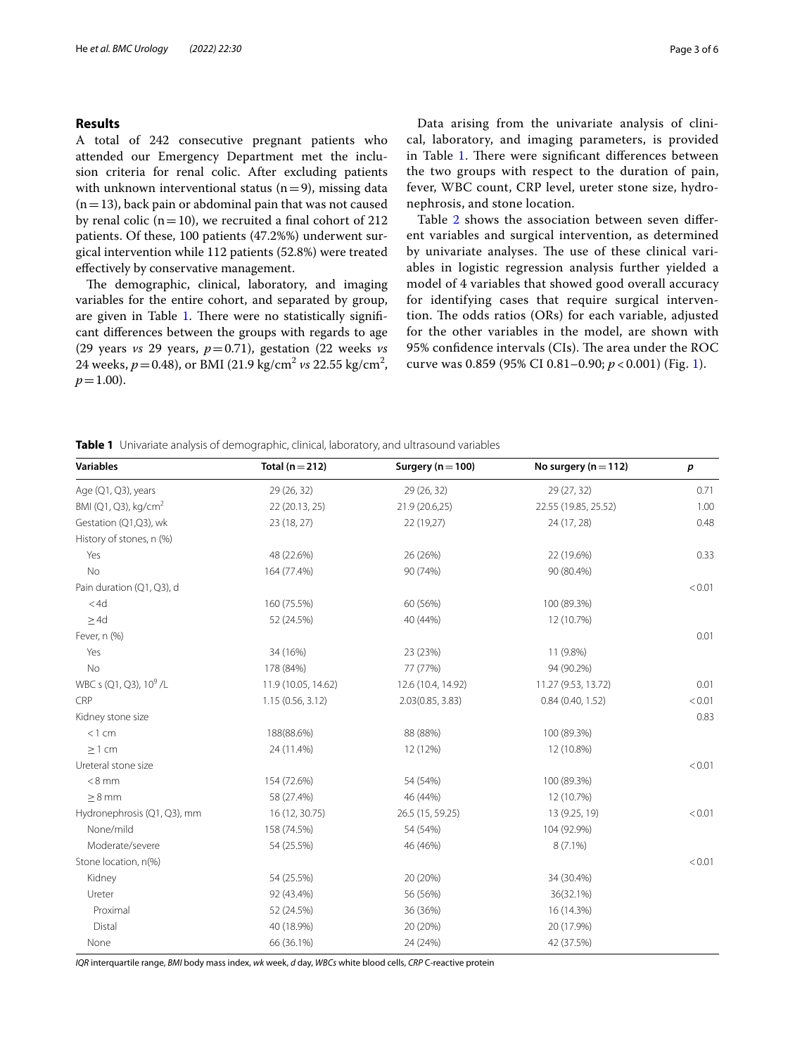## Results

A total of 242 consecutive pregnant patients who attended our Emergency Department met the inclusion criteria for renal colic. After excluding patients with unknown interventional status (n = 9), missing data (n = 13), back pain or abdominal pain that was not caused by renal colic (n = 10), we recruited a final cohort of 212 patients. Of these, 100 patients (47.2%%) underwent surgical intervention while 112 patients (52.8%) were treated effectively by conservative management.

The demographic, clinical, laboratory, and imaging variables for the entire cohort, and separated by group, are given in Table 1. There were no statistically significant differences between the groups with regards to age (29 years *vs* 29 years, $p = 0.71$), gestation (22 weeks *vs* 24 weeks, $p = 0.48$), or BMI (21.9 kg/cm$^2$ *vs* 22.55 kg/cm$^2$, $p = 1.00$).

Data arising from the univariate analysis of clinical, laboratory, and imaging parameters, is provided in Table 1. There were significant differences between the two groups with respect to the duration of pain, fever, WBC count, CRP level, ureter stone size, hydronephrosis, and stone location.

Table 2 shows the association between seven different variables and surgical intervention, as determined by univariate analyses. The use of these clinical variables in logistic regression analysis further yielded a model of 4 variables that showed good overall accuracy for identifying cases that require surgical intervention. The odds ratios (ORs) for each variable, adjusted for the other variables in the model, are shown with 95% confidence intervals (CIs). The area under the ROC curve was 0.859 (95% CI 0.81–0.90; $p < 0.001$) (Fig. 1).

**Table 1** Univariate analysis of demographic, clinical, laboratory, and ultrasound variables

| Variables | Total (n = 212) | Surgery (n = 100) | No surgery (n = 112) | *p* |
|---|---|---|---|---|
| Age (Q1, Q3), years | 29 (26, 32) | 29 (26, 32) | 29 (27, 32) | 0.71 |
| BMI (Q1, Q3), kg/cm$^2$ | 22 (20.13, 25) | 21.9 (20.6,25) | 22.55 (19.85, 25.52) | 1.00 |
| Gestation (Q1,Q3), wk | 23 (18, 27) | 22 (19,27) | 24 (17, 28) | 0.48 |
| History of stones, n (%) | | | | |
| Yes | 48 (22.6%) | 26 (26%) | 22 (19.6%) | 0.33 |
| No | 164 (77.4%) | 90 (74%) | 90 (80.4%) | |
| Pain duration (Q1, Q3), d | | | | < 0.01 |
| < 4d | 160 (75.5%) | 60 (56%) | 100 (89.3%) | |
| ≥ 4d | 52 (24.5%) | 40 (44%) | 12 (10.7%) | |
| Fever, n (%) | | | | 0.01 |
| Yes | 34 (16%) | 23 (23%) | 11 (9.8%) | |
| No | 178 (84%) | 77 (77%) | 94 (90.2%) | |
| WBC s (Q1, Q3), 10$^9$ /L | 11.9 (10.05, 14.62) | 12.6 (10.4, 14.92) | 11.27 (9.53, 13.72) | 0.01 |
| CRP | 1.15 (0.56, 3.12) | 2.03(0.85, 3.83) | 0.84 (0.40, 1.52) | < 0.01 |
| Kidney stone size | | | | 0.83 |
| < 1 cm | 188(88.6%) | 88 (88%) | 100 (89.3%) | |
| ≥ 1 cm | 24 (11.4%) | 12 (12%) | 12 (10.8%) | |
| Ureteral stone size | | | | < 0.01 |
| < 8 mm | 154 (72.6%) | 54 (54%) | 100 (89.3%) | |
| ≥ 8 mm | 58 (27.4%) | 46 (44%) | 12 (10.7%) | |
| Hydronephrosis (Q1, Q3), mm | 16 (12, 30.75) | 26.5 (15, 59.25) | 13 (9.25, 19) | < 0.01 |
| None/mild | 158 (74.5%) | 54 (54%) | 104 (92.9%) | |
| Moderate/severe | 54 (25.5%) | 46 (46%) | 8 (7.1%) | |
| Stone location, n(%) | | | | < 0.01 |
| Kidney | 54 (25.5%) | 20 (20%) | 34 (30.4%) | |
| Ureter | 92 (43.4%) | 56 (56%) | 36(32.1%) | |
| Proximal | 52 (24.5%) | 36 (36%) | 16 (14.3%) | |
| Distal | 40 (18.9%) | 20 (20%) | 20 (17.9%) | |
| None | 66 (36.1%) | 24 (24%) | 42 (37.5%) | |

*IQR* interquartile range, *BMI* body mass index, *wk* week, *d* day, *WBCs* white blood cells, *CRP* C-reactive protein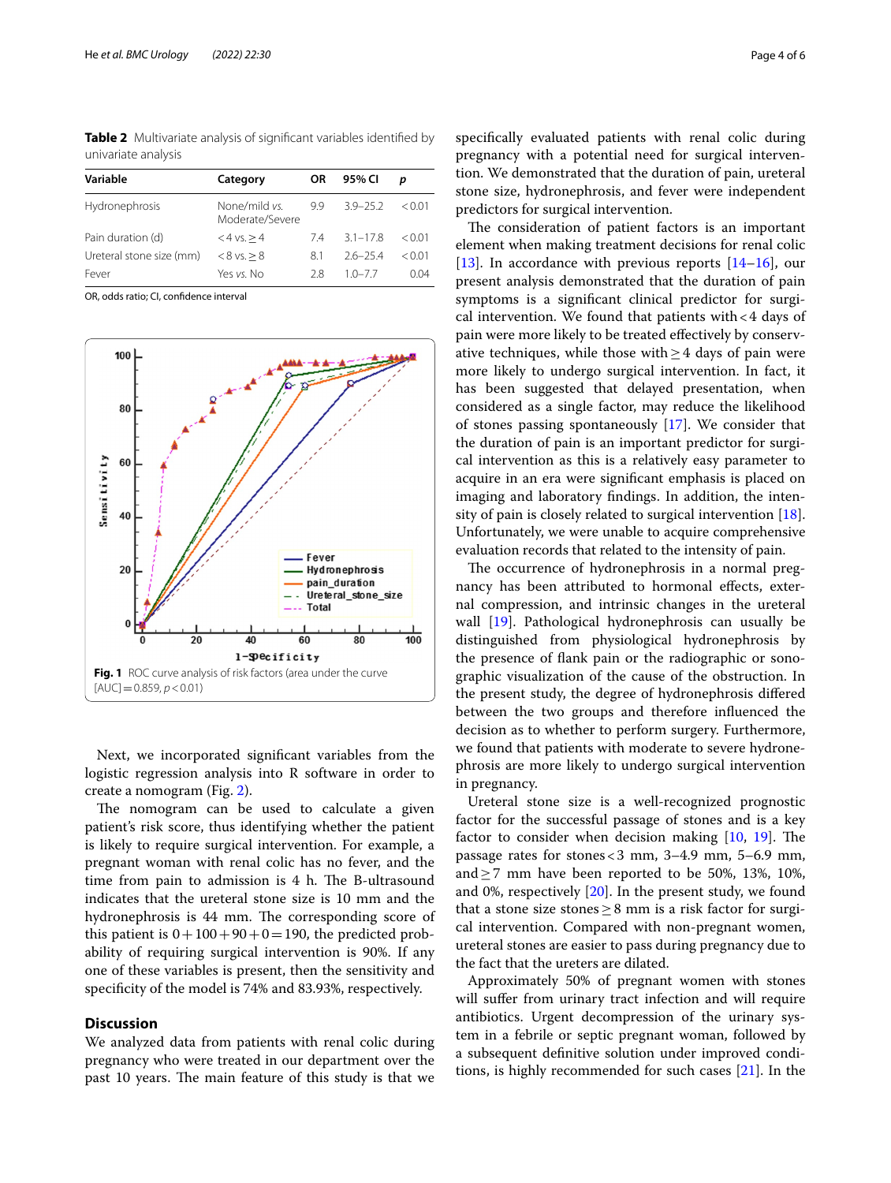**Table 2** Multivariate analysis of significant variables identified by univariate analysis

| Variable | Category | OR | 95% CI | p |
|---|---|---|---|---|
| Hydronephrosis | None/mild *vs.* Moderate/Severe | 9.9 | 3.9–25.2 | < 0.01 |
| Pain duration (d) | < 4 vs. ≥ 4 | 7.4 | 3.1–17.8 | < 0.01 |
| Ureteral stone size (mm) | < 8 vs. ≥ 8 | 8.1 | 2.6–25.4 | < 0.01 |
| Fever | Yes *vs.* No | 2.8 | 1.0–7.7 | 0.04 |

OR, odds ratio; CI, confidence interval

**Fig. 1** ROC curve analysis of risk factors (area under the curve [AUC] = 0.859, $p < 0.01$)

Next, we incorporated significant variables from the logistic regression analysis into R software in order to create a nomogram (Fig. 2).

The nomogram can be used to calculate a given patient's risk score, thus identifying whether the patient is likely to require surgical intervention. For example, a pregnant woman with renal colic has no fever, and the time from pain to admission is 4 h. The B-ultrasound indicates that the ureteral stone size is 10 mm and the hydronephrosis is 44 mm. The corresponding score of this patient is $0 + 100 + 90 + 0 = 190$, the predicted probability of requiring surgical intervention is 90%. If any one of these variables is present, then the sensitivity and specificity of the model is 74% and 83.93%, respectively.

## Discussion

We analyzed data from patients with renal colic during pregnancy who were treated in our department over the past 10 years. The main feature of this study is that we specifically evaluated patients with renal colic during pregnancy with a potential need for surgical intervention. We demonstrated that the duration of pain, ureteral stone size, hydronephrosis, and fever were independent predictors for surgical intervention.

The consideration of patient factors is an important element when making treatment decisions for renal colic [13]. In accordance with previous reports [14–16], our present analysis demonstrated that the duration of pain symptoms is a significant clinical predictor for surgical intervention. We found that patients with < 4 days of pain were more likely to be treated effectively by conservative techniques, while those with ≥ 4 days of pain were more likely to undergo surgical intervention. In fact, it has been suggested that delayed presentation, when considered as a single factor, may reduce the likelihood of stones passing spontaneously [17]. We consider that the duration of pain is an important predictor for surgical intervention as this is a relatively easy parameter to acquire in an era were significant emphasis is placed on imaging and laboratory findings. In addition, the intensity of pain is closely related to surgical intervention [18]. Unfortunately, we were unable to acquire comprehensive evaluation records that related to the intensity of pain.

The occurrence of hydronephrosis in a normal pregnancy has been attributed to hormonal effects, external compression, and intrinsic changes in the ureteral wall [19]. Pathological hydronephrosis can usually be distinguished from physiological hydronephrosis by the presence of flank pain or the radiographic or sonographic visualization of the cause of the obstruction. In the present study, the degree of hydronephrosis differed between the two groups and therefore influenced the decision as to whether to perform surgery. Furthermore, we found that patients with moderate to severe hydronephrosis are more likely to undergo surgical intervention in pregnancy.

Ureteral stone size is a well-recognized prognostic factor for the successful passage of stones and is a key factor to consider when decision making [10, 19]. The passage rates for stones < 3 mm, 3–4.9 mm, 5–6.9 mm, and ≥ 7 mm have been reported to be 50%, 13%, 10%, and 0%, respectively [20]. In the present study, we found that a stone size stones ≥ 8 mm is a risk factor for surgical intervention. Compared with non-pregnant women, ureteral stones are easier to pass during pregnancy due to the fact that the ureters are dilated.

Approximately 50% of pregnant women with stones will suffer from urinary tract infection and will require antibiotics. Urgent decompression of the urinary system in a febrile or septic pregnant woman, followed by a subsequent definitive solution under improved conditions, is highly recommended for such cases [21]. In the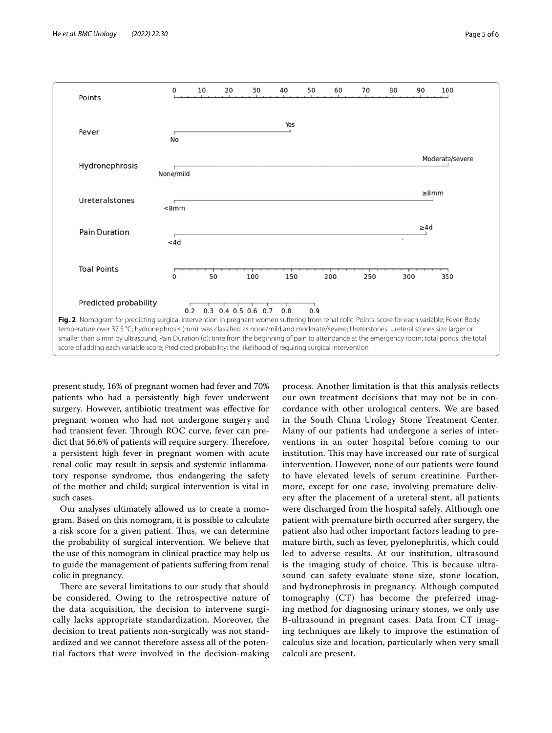Fig. 2 Nomogram for predicting surgical intervention in pregnant women suffering from renal colic. Points: score for each variable; Fever: Body temperature over 37.5 °C; hydronephrosis (mm): was classified as none/mild and moderate/severe; Ureterstones: Ureteral stones size larger or smaller than 8 mm by ultrasound; Pain Duration (d): time from the beginning of pain to attendance at the emergency room; total points: the total score of adding each variable score; Predicted probability: the likelihood of requiring surgical intervention

present study, 16% of pregnant women had fever and 70% patients who had a persistently high fever underwent surgery. However, antibiotic treatment was effective for pregnant women who had not undergone surgery and had transient fever. Through ROC curve, fever can predict that 56.6% of patients will require surgery. Therefore, a persistent high fever in pregnant women with acute renal colic may result in sepsis and systemic inflammatory response syndrome, thus endangering the safety of the mother and child; surgical intervention is vital in such cases.

Our analyses ultimately allowed us to create a nomogram. Based on this nomogram, it is possible to calculate a risk score for a given patient. Thus, we can determine the probability of surgical intervention. We believe that the use of this nomogram in clinical practice may help us to guide the management of patients suffering from renal colic in pregnancy.

There are several limitations to our study that should be considered. Owing to the retrospective nature of the data acquisition, the decision to intervene surgically lacks appropriate standardization. Moreover, the decision to treat patients non-surgically was not standardized and we cannot therefore assess all of the potential factors that were involved in the decision-making process. Another limitation is that this analysis reflects our own treatment decisions that may not be in concordance with other urological centers. We are based in the South China Urology Stone Treatment Center. Many of our patients had undergone a series of interventions in an outer hospital before coming to our institution. This may have increased our rate of surgical intervention. However, none of our patients were found to have elevated levels of serum creatinine. Furthermore, except for one case, involving premature delivery after the placement of a ureteral stent, all patients were discharged from the hospital safely. Although one patient with premature birth occurred after surgery, the patient also had other important factors leading to premature birth, such as fever, pyelonephritis, which could led to adverse results. At our institution, ultrasound is the imaging study of choice. This is because ultrasound can safety evaluate stone size, stone location, and hydronephrosis in pregnancy. Although computed tomography (CT) has become the preferred imaging method for diagnosing urinary stones, we only use B-ultrasound in pregnant cases. Data from CT imaging techniques are likely to improve the estimation of calculus size and location, particularly when very small calculi are present.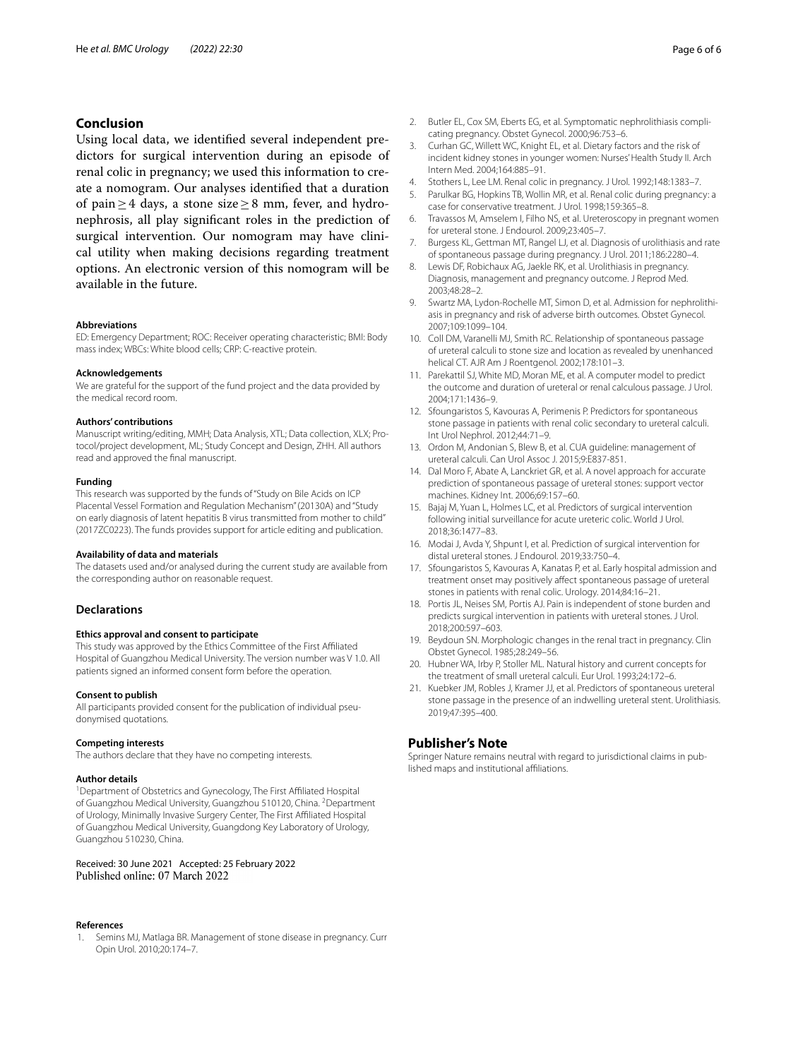## Conclusion

Using local data, we identified several independent predictors for surgical intervention during an episode of renal colic in pregnancy; we used this information to create a nomogram. Our analyses identified that a duration of pain $\geq 4$ days, a stone size $\geq 8$ mm, fever, and hydronephrosis, all play significant roles in the prediction of surgical intervention. Our nomogram may have clinical utility when making decisions regarding treatment options. An electronic version of this nomogram will be available in the future.

#### Abbreviations

ED: Emergency Department; ROC: Receiver operating characteristic; BMI: Body mass index; WBCs: White blood cells; CRP: C-reactive protein.

#### Acknowledgements

We are grateful for the support of the fund project and the data provided by the medical record room.

#### Authors' contributions

Manuscript writing/editing, MMH; Data Analysis, XTL; Data collection, XLX; Protocol/project development, ML; Study Concept and Design, ZHH. All authors read and approved the final manuscript.

#### Funding

This research was supported by the funds of "Study on Bile Acids on ICP Placental Vessel Formation and Regulation Mechanism" (20130A) and "Study on early diagnosis of latent hepatitis B virus transmitted from mother to child" (2017ZC0223). The funds provides support for article editing and publication.

#### Availability of data and materials

The datasets used and/or analysed during the current study are available from the corresponding author on reasonable request.

## Declarations

#### Ethics approval and consent to participate

This study was approved by the Ethics Committee of the First Affiliated Hospital of Guangzhou Medical University. The version number was V 1.0. All patients signed an informed consent form before the operation.

#### Consent to publish

All participants provided consent for the publication of individual pseudonymised quotations.

#### Competing interests

The authors declare that they have no competing interests.

#### Author details

[1]Department of Obstetrics and Gynecology, The First Affiliated Hospital of Guangzhou Medical University, Guangzhou 510120, China. [2]Department of Urology, Minimally Invasive Surgery Center, The First Affiliated Hospital of Guangzhou Medical University, Guangdong Key Laboratory of Urology, Guangzhou 510230, China.

Received: 30 June 2021 Accepted: 25 February 2022
Published online: 07 March 2022

#### References

1. Semins MJ, Matlaga BR. Management of stone disease in pregnancy. Curr Opin Urol. 2010;20:174–7.
2. Butler EL, Cox SM, Eberts EG, et al. Symptomatic nephrolithiasis complicating pregnancy. Obstet Gynecol. 2000;96:753–6.
3. Curhan GC, Willett WC, Knight EL, et al. Dietary factors and the risk of incident kidney stones in younger women: Nurses' Health Study II. Arch Intern Med. 2004;164:885–91.
4. Stothers L, Lee LM. Renal colic in pregnancy. J Urol. 1992;148:1383–7.
5. Parulkar BG, Hopkins TB, Wollin MR, et al. Renal colic during pregnancy: a case for conservative treatment. J Urol. 1998;159:365–8.
6. Travassos M, Amselem I, Filho NS, et al. Ureteroscopy in pregnant women for ureteral stone. J Endourol. 2009;23:405–7.
7. Burgess KL, Gettman MT, Rangel LJ, et al. Diagnosis of urolithiasis and rate of spontaneous passage during pregnancy. J Urol. 2011;186:2280–4.
8. Lewis DF, Robichaux AG, Jaekle RK, et al. Urolithiasis in pregnancy. Diagnosis, management and pregnancy outcome. J Reprod Med. 2003;48:28–2.
9. Swartz MA, Lydon-Rochelle MT, Simon D, et al. Admission for nephrolithiasis in pregnancy and risk of adverse birth outcomes. Obstet Gynecol. 2007;109:1099–104.
10. Coll DM, Varanelli MJ, Smith RC. Relationship of spontaneous passage of ureteral calculi to stone size and location as revealed by unenhanced helical CT. AJR Am J Roentgenol. 2002;178:101–3.
11. Parekattil SJ, White MD, Moran ME, et al. A computer model to predict the outcome and duration of ureteral or renal calculous passage. J Urol. 2004;171:1436–9.
12. Sfoungaristos S, Kavouras A, Perimenis P. Predictors for spontaneous stone passage in patients with renal colic secondary to ureteral calculi. Int Urol Nephrol. 2012;44:71–9.
13. Ordon M, Andonian S, Blew B, et al. CUA guideline: management of ureteral calculi. Can Urol Assoc J. 2015;9:E837-851.
14. Dal Moro F, Abate A, Lanckriet GR, et al. A novel approach for accurate prediction of spontaneous passage of ureteral stones: support vector machines. Kidney Int. 2006;69:157–60.
15. Bajaj M, Yuan L, Holmes LC, et al. Predictors of surgical intervention following initial surveillance for acute ureteric colic. World J Urol. 2018;36:1477–83.
16. Modai J, Avda Y, Shpunt I, et al. Prediction of surgical intervention for distal ureteral stones. J Endourol. 2019;33:750–4.
17. Sfoungaristos S, Kavouras A, Kanatas P, et al. Early hospital admission and treatment onset may positively affect spontaneous passage of ureteral stones in patients with renal colic. Urology. 2014;84:16–21.
18. Portis JL, Neises SM, Portis AJ. Pain is independent of stone burden and predicts surgical intervention in patients with ureteral stones. J Urol. 2018;200:597–603.
19. Beydoun SN. Morphologic changes in the renal tract in pregnancy. Clin Obstet Gynecol. 1985;28:249–56.
20. Hubner WA, Irby P, Stoller ML. Natural history and current concepts for the treatment of small ureteral calculi. Eur Urol. 1993;24:172–6.
21. Kuebker JM, Robles J, Kramer JJ, et al. Predictors of spontaneous ureteral stone passage in the presence of an indwelling ureteral stent. Urolithiasis. 2019;47:395–400.

## Publisher's Note

Springer Nature remains neutral with regard to jurisdictional claims in published maps and institutional affiliations.